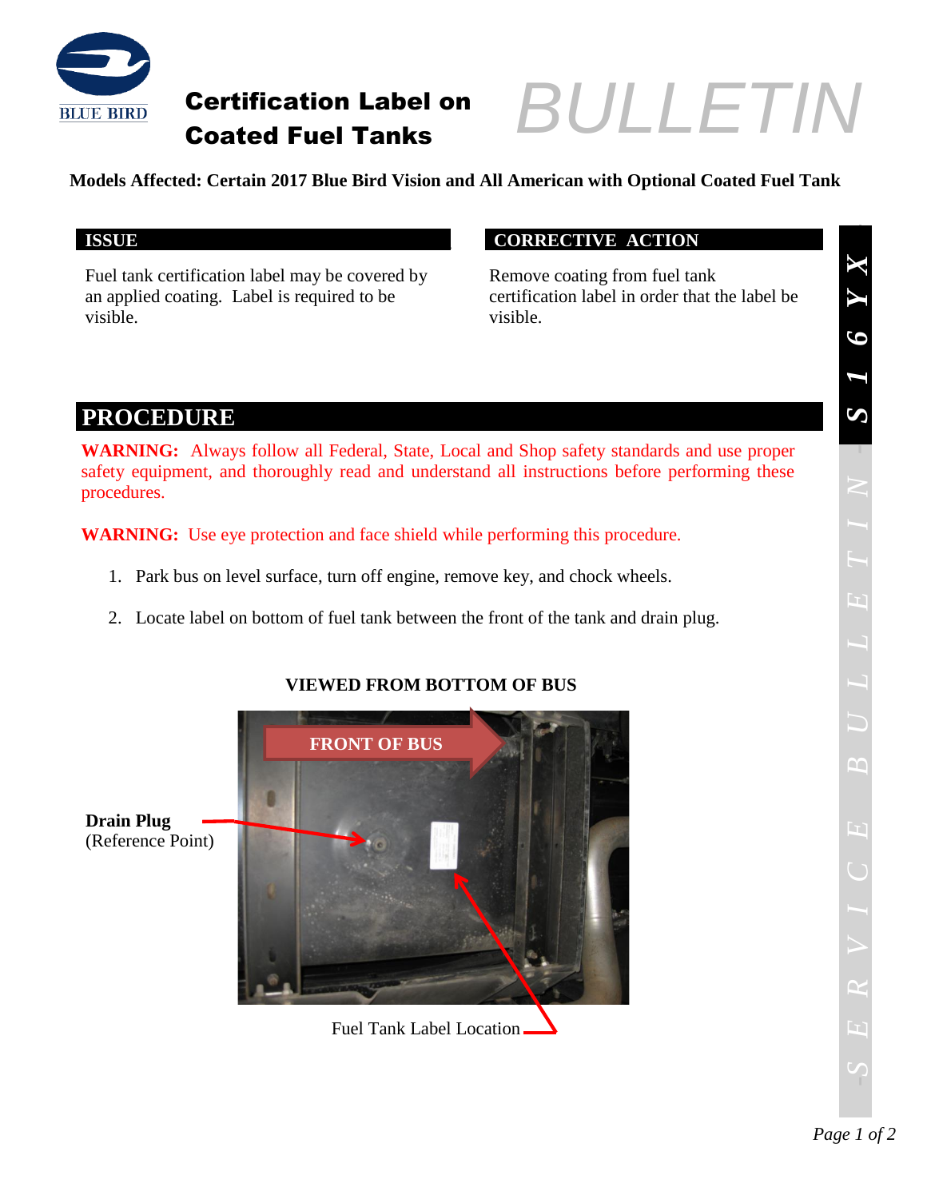# Certification Label on Coated Fuel Tanks

# BULLETIN

**Models Affected: Certain 2017 Blue Bird Vision and All American with Optional Coated Fuel Tank**

## ISSUE

Fuel tank certification label may be covered by an applied coating. Label is required to be visible.

## CORRECTIVE ACTION

Remove coating from fuel tank certification label in order that the label be visible.

*S16YX*

## PROCEDURE

**WARNING:** Always follow all Federal, State, Local and Shop safety standards and use proper safety equipment, and thoroughly read and understand all instructions before performing these procedures.

**WARNING:** Use eye protection and face shield while performing this procedure.

1. Park bus on level surface, turn off engine, remove key, and chock wheels.
2. Locate label on bottom of fuel tank between the front of the tank and drain plug.

**VIEWED FROM BOTTOM OF BUS**

**FRONT OF BUS**

**Drain Plug** (Reference Point)

Fuel Tank Label Location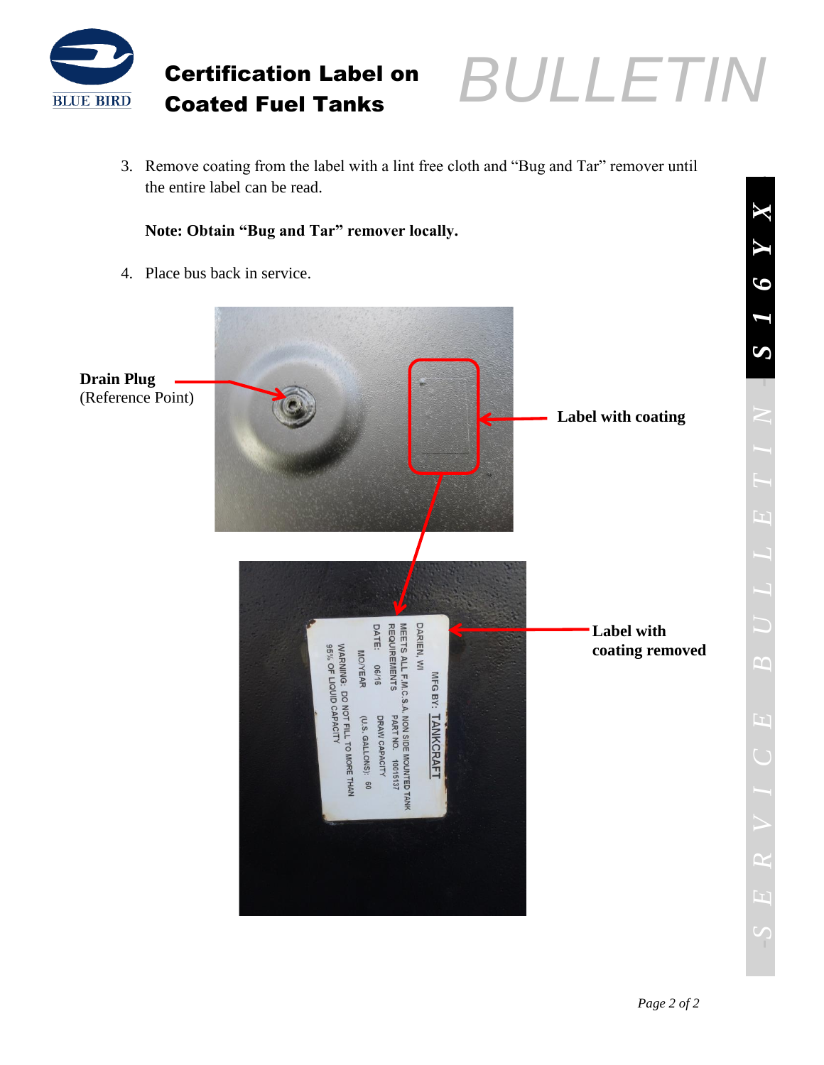3. Remove coating from the label with a lint free cloth and "Bug and Tar" remover until the entire label can be read.

   **Note: Obtain "Bug and Tar" remover locally.**

4. Place bus back in service.

**Drain Plug**
(Reference Point)

**Label with coating**

**Label with coating removed**